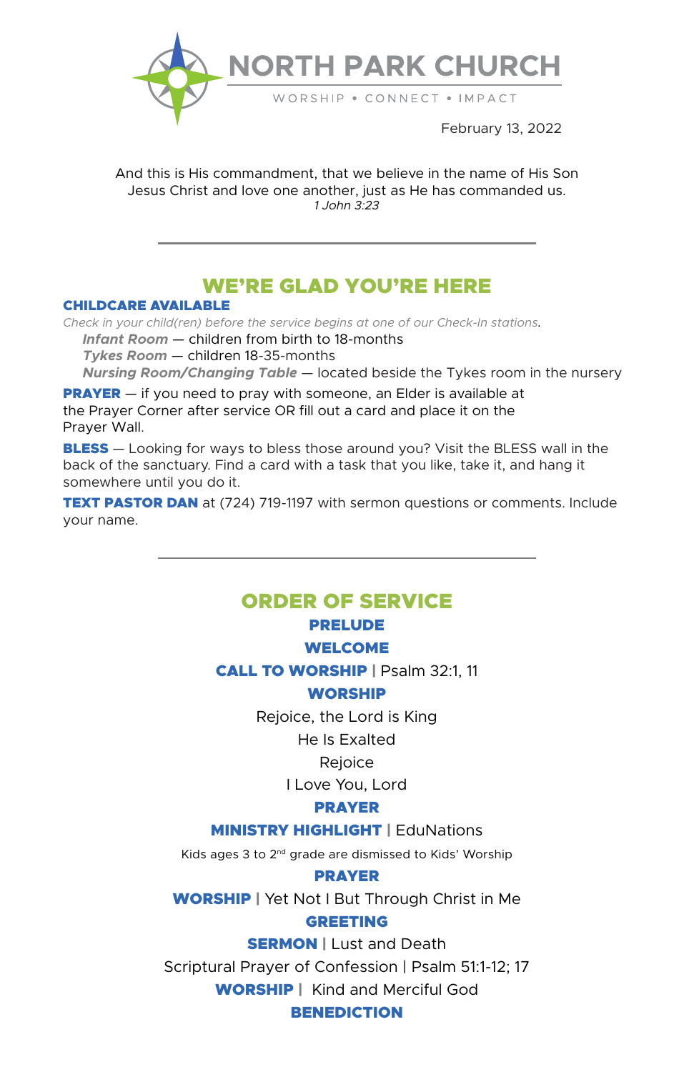# NORTH PARK CHURCH

WORSHIP • CONNECT • IMPACT

February 13, 2022

And this is His commandment, that we believe in the name of His Son Jesus Christ and love one another, just as He has commanded us.
*1 John 3:23*

---

## WE'RE GLAD YOU'RE HERE

**CHILDCARE AVAILABLE**

*Check in your child(ren) before the service begins at one of our Check-In stations.*

- ***Infant Room*** — children from birth to 18-months
- ***Tykes Room*** — children 18-35-months
- ***Nursing Room/Changing Table*** — located beside the Tykes room in the nursery

**PRAYER** — if you need to pray with someone, an Elder is available at the Prayer Corner after service OR fill out a card and place it on the Prayer Wall.

**BLESS** — Looking for ways to bless those around you? Visit the BLESS wall in the back of the sanctuary. Find a card with a task that you like, take it, and hang it somewhere until you do it.

**TEXT PASTOR DAN** at (724) 719-1197 with sermon questions or comments. Include your name.

---

## ORDER OF SERVICE

**PRELUDE**

**WELCOME**

**CALL TO WORSHIP** | Psalm 32:1, 11

**WORSHIP**

Rejoice, the Lord is King

He Is Exalted

Rejoice

I Love You, Lord

**PRAYER**

**MINISTRY HIGHLIGHT** | EduNations

Kids ages 3 to 2nd grade are dismissed to Kids' Worship

**PRAYER**

**WORSHIP** | Yet Not I But Through Christ in Me

**GREETING**

**SERMON** | Lust and Death

Scriptural Prayer of Confession | Psalm 51:1-12; 17

**WORSHIP** | Kind and Merciful God

**BENEDICTION**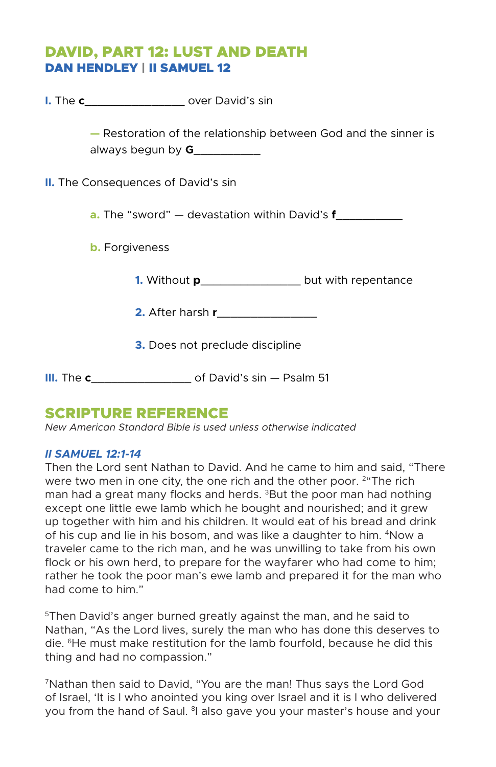# DAVID, PART 12: LUST AND DEATH

## DAN HENDLEY | II SAMUEL 12

**I.** The **c**_______________ over David's sin

— Restoration of the relationship between God and the sinner is always begun by **G**__________

**II.** The Consequences of David's sin

**a.** The "sword" — devastation within David's **f**__________

**b.** Forgiveness

**1.** Without **p**_______________ but with repentance

**2.** After harsh **r**_______________

**3.** Does not preclude discipline

**III.** The **c**_______________ of David's sin — Psalm 51

## SCRIPTURE REFERENCE

*New American Standard Bible is used unless otherwise indicated*

***II SAMUEL 12:1-14***

Then the Lord sent Nathan to David. And he came to him and said, "There were two men in one city, the one rich and the other poor. [2]"The rich man had a great many flocks and herds. [3]But the poor man had nothing except one little ewe lamb which he bought and nourished; and it grew up together with him and his children. It would eat of his bread and drink of his cup and lie in his bosom, and was like a daughter to him. [4]Now a traveler came to the rich man, and he was unwilling to take from his own flock or his own herd, to prepare for the wayfarer who had come to him; rather he took the poor man's ewe lamb and prepared it for the man who had come to him."

[5]Then David's anger burned greatly against the man, and he said to Nathan, "As the Lord lives, surely the man who has done this deserves to die. [6]He must make restitution for the lamb fourfold, because he did this thing and had no compassion."

[7]Nathan then said to David, "You are the man! Thus says the Lord God of Israel, 'It is I who anointed you king over Israel and it is I who delivered you from the hand of Saul. [8]I also gave you your master's house and your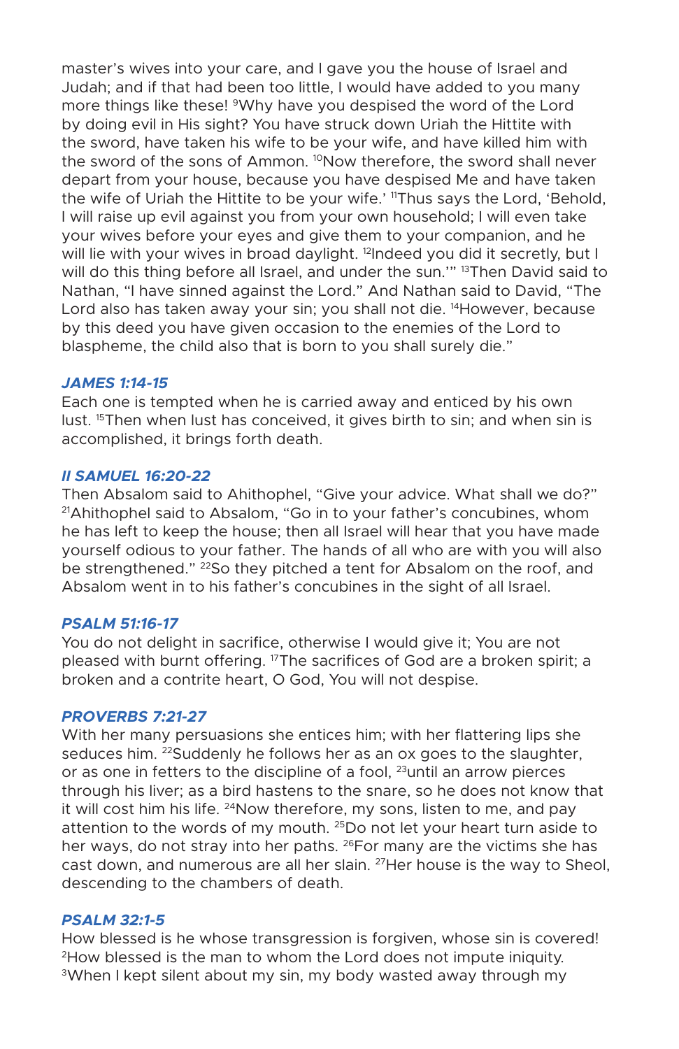master's wives into your care, and I gave you the house of Israel and Judah; and if that had been too little, I would have added to you many more things like these! [9]Why have you despised the word of the Lord by doing evil in His sight? You have struck down Uriah the Hittite with the sword, have taken his wife to be your wife, and have killed him with the sword of the sons of Ammon. [10]Now therefore, the sword shall never depart from your house, because you have despised Me and have taken the wife of Uriah the Hittite to be your wife.' [11]Thus says the Lord, 'Behold, I will raise up evil against you from your own household; I will even take your wives before your eyes and give them to your companion, and he will lie with your wives in broad daylight. [12]Indeed you did it secretly, but I will do this thing before all Israel, and under the sun.'" [13]Then David said to Nathan, "I have sinned against the Lord." And Nathan said to David, "The Lord also has taken away your sin; you shall not die. [14]However, because by this deed you have given occasion to the enemies of the Lord to blaspheme, the child also that is born to you shall surely die."

### *JAMES 1:14-15*

Each one is tempted when he is carried away and enticed by his own lust. [15]Then when lust has conceived, it gives birth to sin; and when sin is accomplished, it brings forth death.

### *II SAMUEL 16:20-22*

Then Absalom said to Ahithophel, "Give your advice. What shall we do?" [21]Ahithophel said to Absalom, "Go in to your father's concubines, whom he has left to keep the house; then all Israel will hear that you have made yourself odious to your father. The hands of all who are with you will also be strengthened." [22]So they pitched a tent for Absalom on the roof, and Absalom went in to his father's concubines in the sight of all Israel.

### *PSALM 51:16-17*

You do not delight in sacrifice, otherwise I would give it; You are not pleased with burnt offering. [17]The sacrifices of God are a broken spirit; a broken and a contrite heart, O God, You will not despise.

### *PROVERBS 7:21-27*

With her many persuasions she entices him; with her flattering lips she seduces him. [22]Suddenly he follows her as an ox goes to the slaughter, or as one in fetters to the discipline of a fool, [23]until an arrow pierces through his liver; as a bird hastens to the snare, so he does not know that it will cost him his life. [24]Now therefore, my sons, listen to me, and pay attention to the words of my mouth. [25]Do not let your heart turn aside to her ways, do not stray into her paths. [26]For many are the victims she has cast down, and numerous are all her slain. [27]Her house is the way to Sheol, descending to the chambers of death.

### *PSALM 32:1-5*

How blessed is he whose transgression is forgiven, whose sin is covered! [2]How blessed is the man to whom the Lord does not impute iniquity. [3]When I kept silent about my sin, my body wasted away through my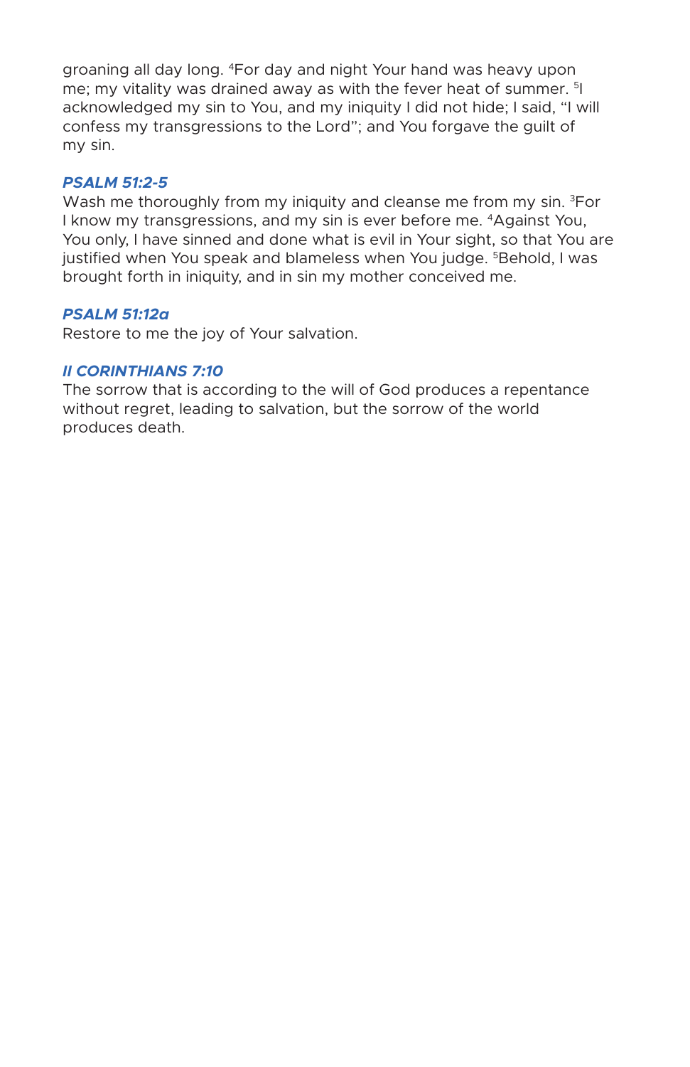groaning all day long. [4]For day and night Your hand was heavy upon me; my vitality was drained away as with the fever heat of summer. [5]I acknowledged my sin to You, and my iniquity I did not hide; I said, "I will confess my transgressions to the Lord"; and You forgave the guilt of my sin.

### *PSALM 51:2-5*

Wash me thoroughly from my iniquity and cleanse me from my sin. [3]For I know my transgressions, and my sin is ever before me. [4]Against You, You only, I have sinned and done what is evil in Your sight, so that You are justified when You speak and blameless when You judge. [5]Behold, I was brought forth in iniquity, and in sin my mother conceived me.

### *PSALM 51:12a*

Restore to me the joy of Your salvation.

### *II CORINTHIANS 7:10*

The sorrow that is according to the will of God produces a repentance without regret, leading to salvation, but the sorrow of the world produces death.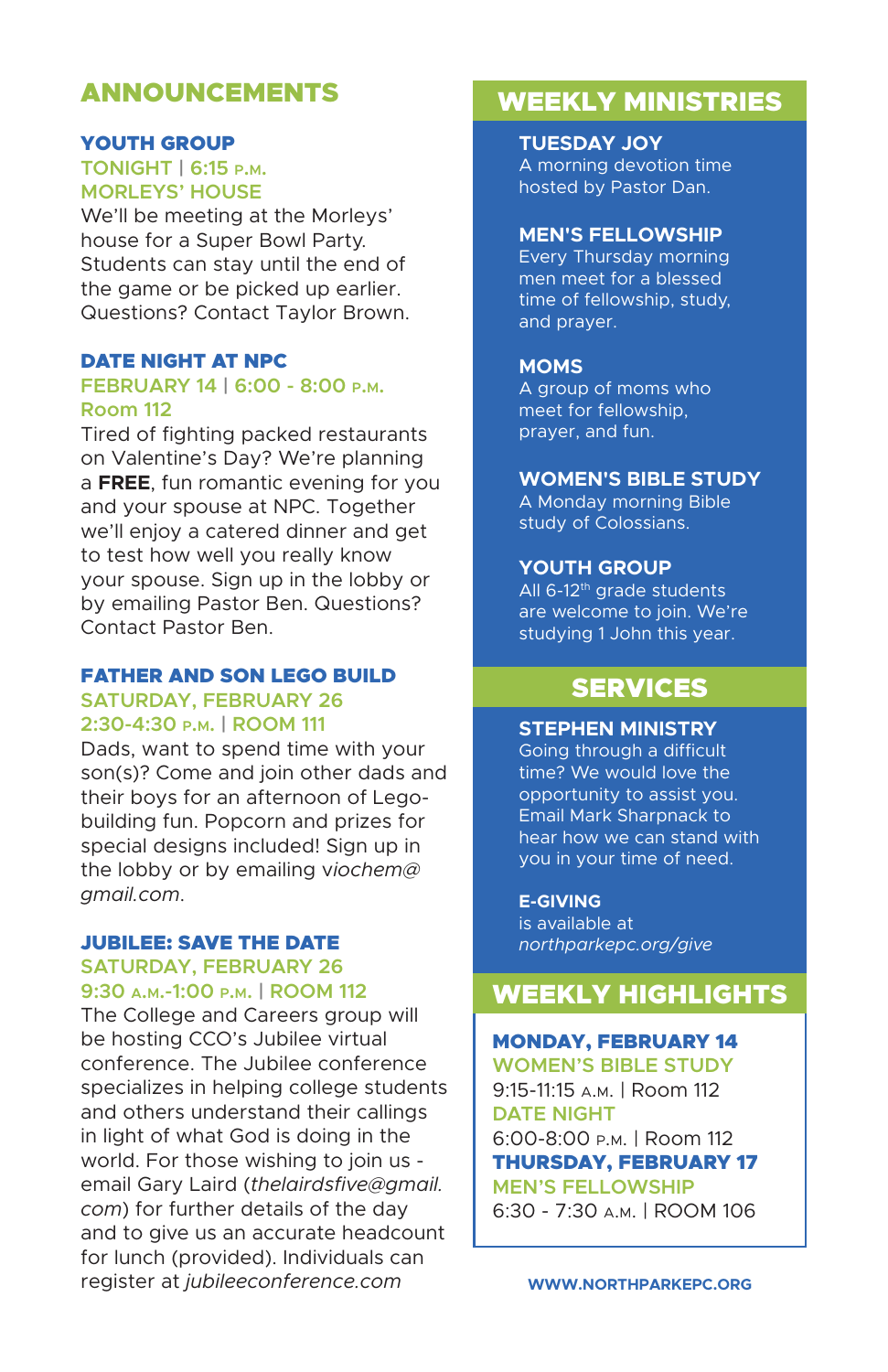# ANNOUNCEMENTS

### YOUTH GROUP

**TONIGHT | 6:15 P.M.**
**MORLEYS' HOUSE**

We'll be meeting at the Morleys' house for a Super Bowl Party. Students can stay until the end of the game or be picked up earlier. Questions? Contact Taylor Brown.

### DATE NIGHT AT NPC

**FEBRUARY 14 | 6:00 - 8:00 P.M.**
**Room 112**

Tired of fighting packed restaurants on Valentine's Day? We're planning a **FREE**, fun romantic evening for you and your spouse at NPC. Together we'll enjoy a catered dinner and get to test how well you really know your spouse. Sign up in the lobby or by emailing Pastor Ben. Questions? Contact Pastor Ben.

### FATHER AND SON LEGO BUILD

**SATURDAY, FEBRUARY 26**
**2:30-4:30 P.M. | ROOM 111**

Dads, want to spend time with your son(s)? Come and join other dads and their boys for an afternoon of Lego-building fun. Popcorn and prizes for special designs included! Sign up in the lobby or by emailing *viochem@gmail.com*.

### JUBILEE: SAVE THE DATE

**SATURDAY, FEBRUARY 26**
**9:30 A.M.-1:00 P.M. | ROOM 112**

The College and Careers group will be hosting CCO's Jubilee virtual conference. The Jubilee conference specializes in helping college students and others understand their callings in light of what God is doing in the world. For those wishing to join us - email Gary Laird (*thelairdsfive@gmail.com*) for further details of the day and to give us an accurate headcount for lunch (provided). Individuals can register at *jubileeconference.com*

# WEEKLY MINISTRIES

### TUESDAY JOY

A morning devotion time hosted by Pastor Dan.

### MEN'S FELLOWSHIP

Every Thursday morning men meet for a blessed time of fellowship, study, and prayer.

### MOMS

A group of moms who meet for fellowship, prayer, and fun.

### WOMEN'S BIBLE STUDY

A Monday morning Bible study of Colossians.

### YOUTH GROUP

All 6-12th grade students are welcome to join. We're studying 1 John this year.

# SERVICES

### STEPHEN MINISTRY

Going through a difficult time? We would love the opportunity to assist you. Email Mark Sharpnack to hear how we can stand with you in your time of need.

### E-GIVING

is available at *northparkepc.org/give*

# WEEKLY HIGHLIGHTS

### MONDAY, FEBRUARY 14

**WOMEN'S BIBLE STUDY**
9:15-11:15 A.M. | Room 112

**DATE NIGHT**
6:00-8:00 P.M. | Room 112

### THURSDAY, FEBRUARY 17

**MEN'S FELLOWSHIP**
6:30 - 7:30 A.M. | ROOM 106

WWW.NORTHPARKEPC.ORG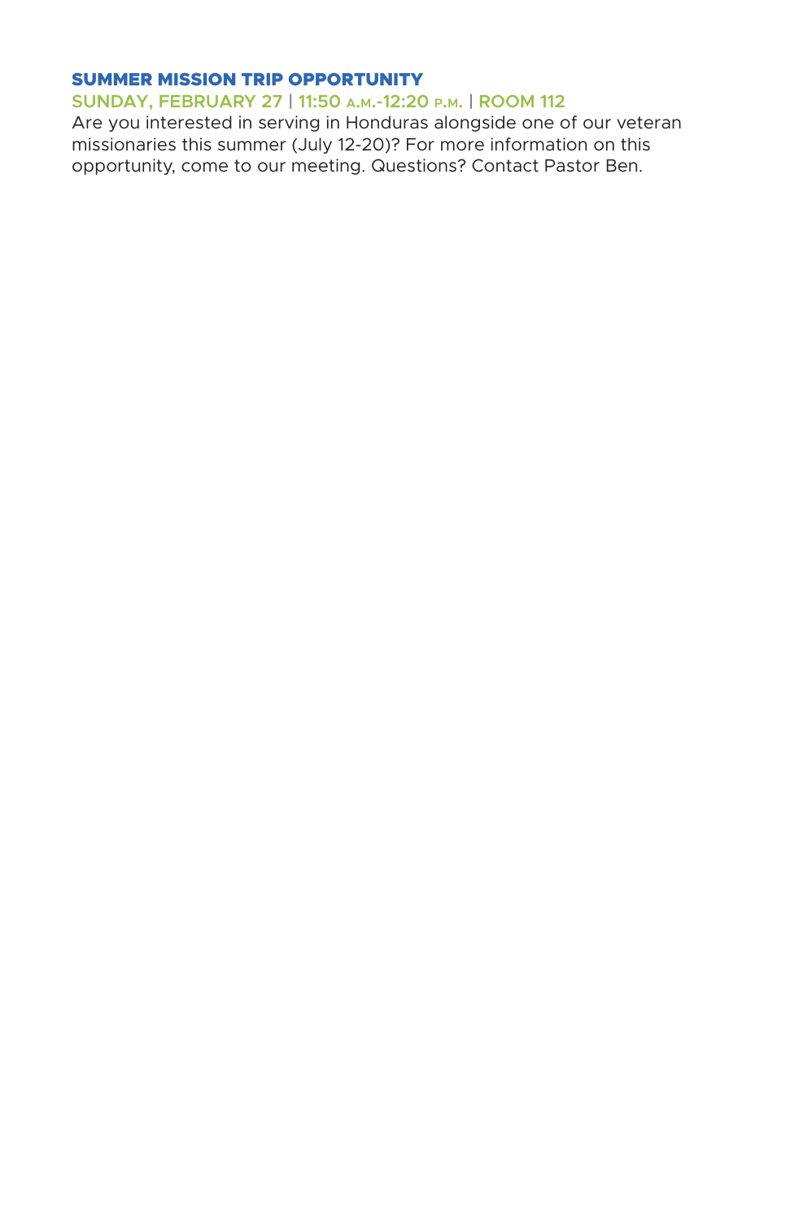### SUMMER MISSION TRIP OPPORTUNITY

**SUNDAY, FEBRUARY 27 | 11:50 A.M.-12:20 P.M. | ROOM 112**

Are you interested in serving in Honduras alongside one of our veteran missionaries this summer (July 12-20)? For more information on this opportunity, come to our meeting. Questions? Contact Pastor Ben.